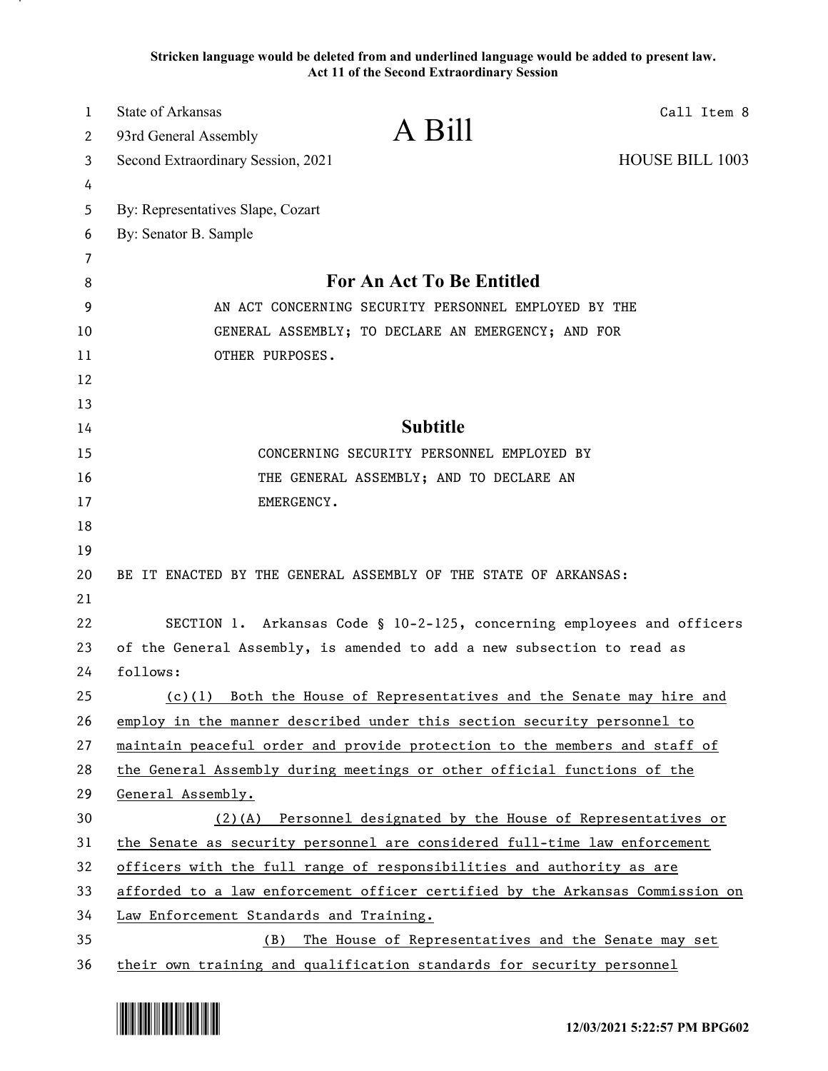**Stricken language would be deleted from and underlined language would be added to present law.**
**Act 11 of the Second Extraordinary Session**

State of Arkansas
93rd General Assembly
Second Extraordinary Session, 2021

# A Bill

Call Item 8

HOUSE BILL 1003

By: Representatives Slape, Cozart
By: Senator B. Sample

## For An Act To Be Entitled

AN ACT CONCERNING SECURITY PERSONNEL EMPLOYED BY THE GENERAL ASSEMBLY; TO DECLARE AN EMERGENCY; AND FOR OTHER PURPOSES.

## Subtitle

CONCERNING SECURITY PERSONNEL EMPLOYED BY THE GENERAL ASSEMBLY; AND TO DECLARE AN EMERGENCY.

BE IT ENACTED BY THE GENERAL ASSEMBLY OF THE STATE OF ARKANSAS:

SECTION 1. Arkansas Code § 10-2-125, concerning employees and officers of the General Assembly, is amended to add a new subsection to read as follows:

<u>(c)(1) Both the House of Representatives and the Senate may hire and employ in the manner described under this section security personnel to maintain peaceful order and provide protection to the members and staff of the General Assembly during meetings or other official functions of the General Assembly.</u>

<u>(2)(A) Personnel designated by the House of Representatives or the Senate as security personnel are considered full-time law enforcement officers with the full range of responsibilities and authority as are afforded to a law enforcement officer certified by the Arkansas Commission on Law Enforcement Standards and Training.</u>

<u>(B) The House of Representatives and the Senate may set their own training and qualification standards for security personnel</u>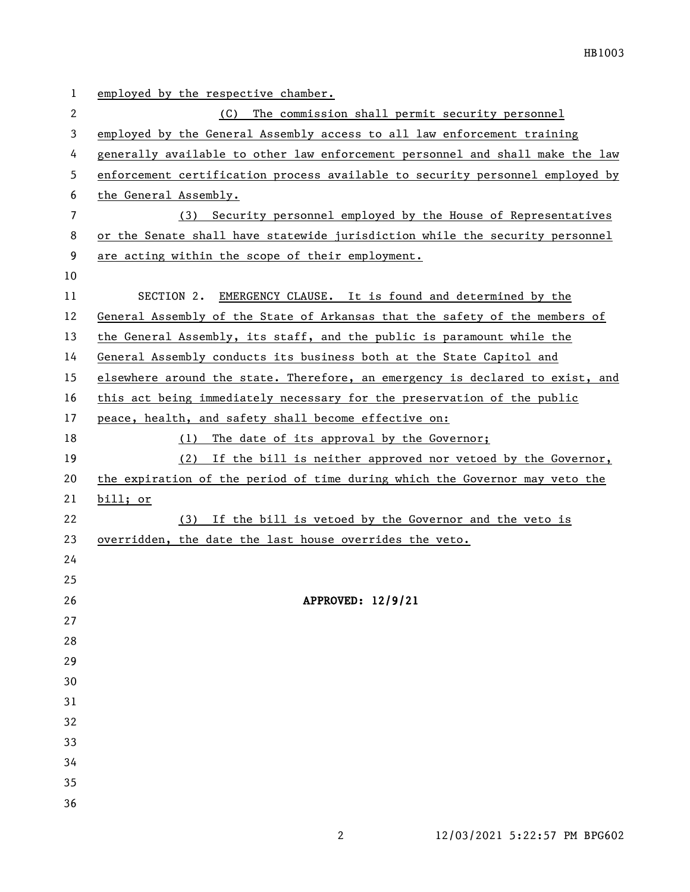employed by the respective chamber.

(C) The commission shall permit security personnel employed by the General Assembly access to all law enforcement training generally available to other law enforcement personnel and shall make the law enforcement certification process available to security personnel employed by the General Assembly.

(3) Security personnel employed by the House of Representatives or the Senate shall have statewide jurisdiction while the security personnel are acting within the scope of their employment.

SECTION 2. EMERGENCY CLAUSE. It is found and determined by the General Assembly of the State of Arkansas that the safety of the members of the General Assembly, its staff, and the public is paramount while the General Assembly conducts its business both at the State Capitol and elsewhere around the state. Therefore, an emergency is declared to exist, and this act being immediately necessary for the preservation of the public peace, health, and safety shall become effective on:

(1) The date of its approval by the Governor;

(2) If the bill is neither approved nor vetoed by the Governor, the expiration of the period of time during which the Governor may veto the bill; or

(3) If the bill is vetoed by the Governor and the veto is overridden, the date the last house overrides the veto.

**APPROVED: 12/9/21**